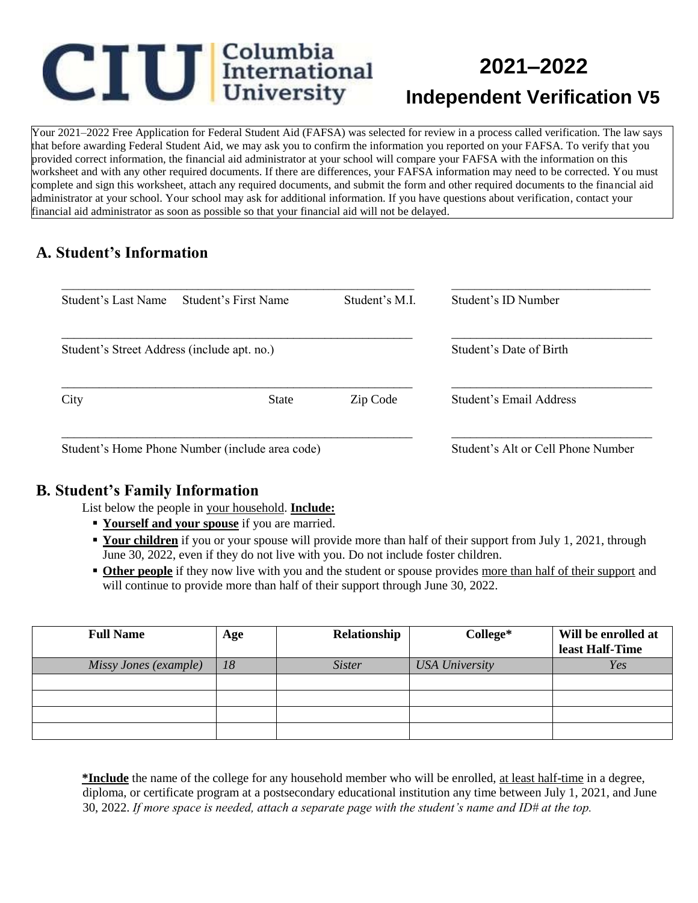# CIU Columbia International University

## 2021–2022 Independent Verification V5

Your 2021–2022 Free Application for Federal Student Aid (FAFSA) was selected for review in a process called verification. The law says that before awarding Federal Student Aid, we may ask you to confirm the information you reported on your FAFSA. To verify that you provided correct information, the financial aid administrator at your school will compare your FAFSA with the information on this worksheet and with any other required documents. If there are differences, your FAFSA information may need to be corrected. You must complete and sign this worksheet, attach any required documents, and submit the form and other required documents to the financial aid administrator at your school. Your school may ask for additional information. If you have questions about verification, contact your financial aid administrator as soon as possible so that your financial aid will not be delayed.

## A. Student's Information

\_\_\_\_\_\_\_\_\_\_\_\_\_\_\_\_\_\_\_\_\_\_\_\_\_\_\_\_\_\_\_\_\_\_\_\_\_\_\_\_\_\_\_\_\_\_\_\_\_\_\_\_ \_\_\_\_\_\_\_\_\_\_\_\_\_\_\_\_\_\_\_\_\_\_\_\_\_\_\_\_\_\_\_\_

Student's Last Name Student's First Name Student's M.I. Student's ID Number

\_\_\_\_\_\_\_\_\_\_\_\_\_\_\_\_\_\_\_\_\_\_\_\_\_\_\_\_\_\_\_\_\_\_\_\_\_\_\_\_\_\_\_\_\_\_\_\_\_\_\_\_ \_\_\_\_\_\_\_\_\_\_\_\_\_\_\_\_\_\_\_\_\_\_\_\_\_\_\_\_\_\_\_\_

Student's Street Address (include apt. no.) Student's Date of Birth

\_\_\_\_\_\_\_\_\_\_\_\_\_\_\_\_\_\_\_\_\_\_\_\_\_\_\_\_\_\_\_\_\_\_\_\_\_\_\_\_\_\_\_\_\_\_\_\_\_\_\_\_ \_\_\_\_\_\_\_\_\_\_\_\_\_\_\_\_\_\_\_\_\_\_\_\_\_\_\_\_\_\_\_\_

City State Zip Code Student's Email Address

\_\_\_\_\_\_\_\_\_\_\_\_\_\_\_\_\_\_\_\_\_\_\_\_\_\_\_\_\_\_\_\_\_\_\_\_\_\_\_\_\_\_\_\_\_\_\_\_\_\_\_\_ \_\_\_\_\_\_\_\_\_\_\_\_\_\_\_\_\_\_\_\_\_\_\_\_\_\_\_\_\_\_\_\_

Student's Home Phone Number (include area code) Student's Alt or Cell Phone Number

## B. Student's Family Information

List below the people in your household. **Include:**

- **Yourself and your spouse** if you are married.
- **Your children** if you or your spouse will provide more than half of their support from July 1, 2021, through June 30, 2022, even if they do not live with you. Do not include foster children.
- **Other people** if they now live with you and the student or spouse provides more than half of their support and will continue to provide more than half of their support through June 30, 2022.

| Full Name | Age | Relationship | College* | Will be enrolled at least Half-Time |
|---|---|---|---|---|
| *Missy Jones (example)* | *18* | *Sister* | *USA University* | *Yes* |
| | | | | |
| | | | | |
| | | | | |
| | | | | |

**\*Include** the name of the college for any household member who will be enrolled, at least half-time in a degree, diploma, or certificate program at a postsecondary educational institution any time between July 1, 2021, and June 30, 2022. *If more space is needed, attach a separate page with the student's name and ID# at the top.*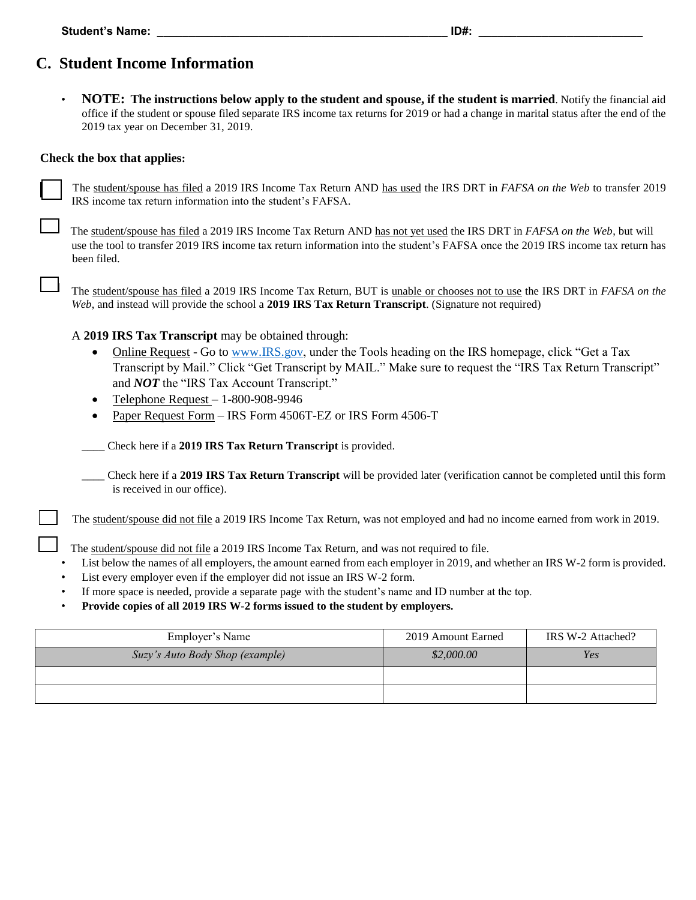**Student's Name:** ______________________________________________ **ID#:** _________________________

## C. Student Income Information

- **NOTE: The instructions below apply to the student and spouse, if the student is married**. Notify the financial aid office if the student or spouse filed separate IRS income tax returns for 2019 or had a change in marital status after the end of the 2019 tax year on December 31, 2019.

**Check the box that applies:**

☐ The student/spouse has filed a 2019 IRS Income Tax Return AND has used the IRS DRT in *FAFSA on the Web* to transfer 2019 IRS income tax return information into the student's FAFSA.

☐ The student/spouse has filed a 2019 IRS Income Tax Return AND has not yet used the IRS DRT in *FAFSA on the Web*, but will use the tool to transfer 2019 IRS income tax return information into the student's FAFSA once the 2019 IRS income tax return has been filed.

☐ The student/spouse has filed a 2019 IRS Income Tax Return, BUT is unable or chooses not to use the IRS DRT in *FAFSA on the Web*, and instead will provide the school a **2019 IRS Tax Return Transcript**. (Signature not required)

A **2019 IRS Tax Transcript** may be obtained through:

- Online Request - Go to www.IRS.gov, under the Tools heading on the IRS homepage, click "Get a Tax Transcript by Mail." Click "Get Transcript by MAIL." Make sure to request the "IRS Tax Return Transcript" and ***NOT*** the "IRS Tax Account Transcript."
- Telephone Request – 1-800-908-9946
- Paper Request Form – IRS Form 4506T-EZ or IRS Form 4506-T

____ Check here if a **2019 IRS Tax Return Transcript** is provided.

____ Check here if a **2019 IRS Tax Return Transcript** will be provided later (verification cannot be completed until this form is received in our office).

☐ The student/spouse did not file a 2019 IRS Income Tax Return, was not employed and had no income earned from work in 2019.

☐ The student/spouse did not file a 2019 IRS Income Tax Return, and was not required to file.

- List below the names of all employers, the amount earned from each employer in 2019, and whether an IRS W-2 form is provided.
- List every employer even if the employer did not issue an IRS W-2 form.
- If more space is needed, provide a separate page with the student's name and ID number at the top.
- **Provide copies of all 2019 IRS W-2 forms issued to the student by employers.**

| Employer's Name | 2019 Amount Earned | IRS W-2 Attached? |
|---|---|---|
| *Suzy's Auto Body Shop (example)* | *$2,000.00* | *Yes* |
| | | |
| | | |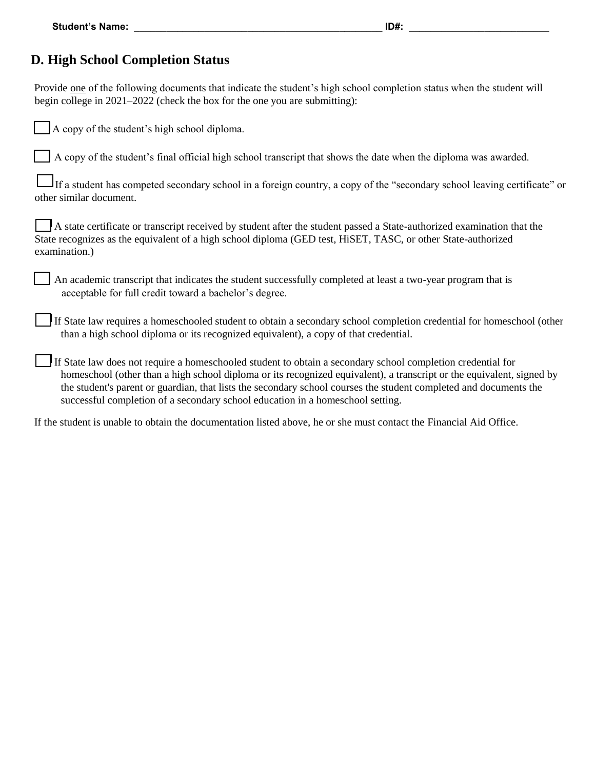**Student's Name:** \_\_\_\_\_\_\_\_\_\_\_\_\_\_\_\_\_\_\_\_\_\_\_\_\_\_\_\_\_\_\_\_\_\_\_\_\_\_\_\_\_\_\_\_ **ID#:** \_\_\_\_\_\_\_\_\_\_\_\_\_\_\_\_\_\_\_\_\_\_\_\_\_

## D. High School Completion Status

Provide <u>one</u> of the following documents that indicate the student's high school completion status when the student will begin college in 2021–2022 (check the box for the one you are submitting):

☐ A copy of the student's high school diploma.

☐ A copy of the student's final official high school transcript that shows the date when the diploma was awarded.

☐ If a student has competed secondary school in a foreign country, a copy of the "secondary school leaving certificate" or other similar document.

☐ A state certificate or transcript received by student after the student passed a State-authorized examination that the State recognizes as the equivalent of a high school diploma (GED test, HiSET, TASC, or other State-authorized examination.)

☐ An academic transcript that indicates the student successfully completed at least a two-year program that is acceptable for full credit toward a bachelor's degree.

☐ If State law requires a homeschooled student to obtain a secondary school completion credential for homeschool (other than a high school diploma or its recognized equivalent), a copy of that credential.

☐ If State law does not require a homeschooled student to obtain a secondary school completion credential for homeschool (other than a high school diploma or its recognized equivalent), a transcript or the equivalent, signed by the student's parent or guardian, that lists the secondary school courses the student completed and documents the successful completion of a secondary school education in a homeschool setting.

If the student is unable to obtain the documentation listed above, he or she must contact the Financial Aid Office.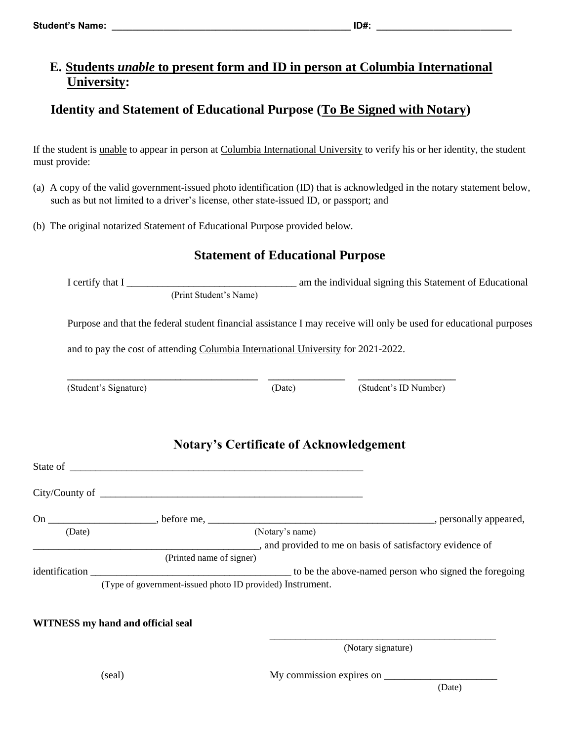**Student's Name: ______________________________________________ ID#: __________________________**

## E. Students *unable* to present form and ID in person at Columbia International University:

## Identity and Statement of Educational Purpose (To Be Signed with Notary)

If the student is unable to appear in person at Columbia International University to verify his or her identity, the student must provide:

(a) A copy of the valid government-issued photo identification (ID) that is acknowledged in the notary statement below, such as but not limited to a driver's license, other state-issued ID, or passport; and

(b) The original notarized Statement of Educational Purpose provided below.

## Statement of Educational Purpose

I certify that I _________________________________ am the individual signing this Statement of Educational
(Print Student's Name)

Purpose and that the federal student financial assistance I may receive will only be used for educational purposes and to pay the cost of attending Columbia International University for 2021-2022.

___________________________________ _______________ ___________________
(Student's Signature) (Date) (Student's ID Number)

## Notary's Certificate of Acknowledgement

State of ___________________________________________________________

City/County of _____________________________________________________

On ____________________, before me, ____________________________________________, personally appeared,
(Date) (Notary's name)

____________________________________________, and provided to me on basis of satisfactory evidence of
(Printed name of signer)

identification ______________________________________ to be the above-named person who signed the foregoing
(Type of government-issued photo ID provided) Instrument.

**WITNESS my hand and official seal**

______________________________________________
(Notary signature)

(seal) My commission expires on ______________________
(Date)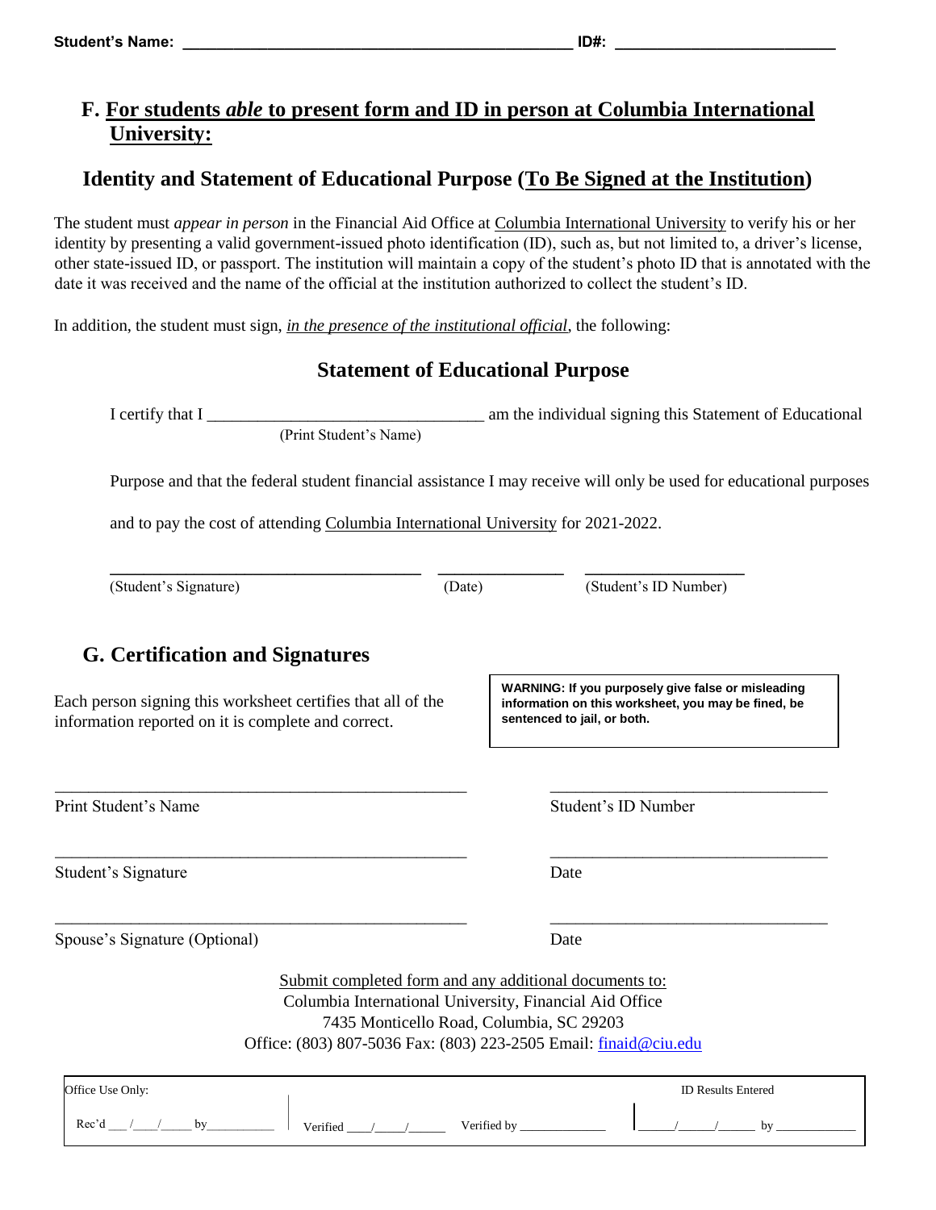**Student's Name:** ______________________________ **ID#:** ____________________

## F. For students *able* to present form and ID in person at Columbia International University:

### Identity and Statement of Educational Purpose (To Be Signed at the Institution)

The student must *appear in person* in the Financial Aid Office at Columbia International University to verify his or her identity by presenting a valid government-issued photo identification (ID), such as, but not limited to, a driver's license, other state-issued ID, or passport. The institution will maintain a copy of the student's photo ID that is annotated with the date it was received and the name of the official at the institution authorized to collect the student's ID.

In addition, the student must sign, *in the presence of the institutional official*, the following:

### Statement of Educational Purpose

I certify that I ______________________________ am the individual signing this Statement of Educational
(Print Student's Name)

Purpose and that the federal student financial assistance I may receive will only be used for educational purposes

and to pay the cost of attending Columbia International University for 2021-2022.

______________________________ ______________ ________________
(Student's Signature) (Date) (Student's ID Number)

## G. Certification and Signatures

Each person signing this worksheet certifies that all of the information reported on it is complete and correct.

**WARNING: If you purposely give false or misleading information on this worksheet, you may be fined, be sentenced to jail, or both.**

______________________________ ______________________________
Print Student's Name Student's ID Number

______________________________ ______________________________
Student's Signature Date

______________________________ ______________________________
Spouse's Signature (Optional) Date

Submit completed form and any additional documents to:
Columbia International University, Financial Aid Office
7435 Monticello Road, Columbia, SC 29203
Office: (803) 807-5036 Fax: (803) 223-2505 Email: finaid@ciu.edu

| Office Use Only: | | ID Results Entered |
|---|---|---|
| Rec'd ___/___/___ by________ | Verified ___/___/___ Verified by __________ | ___/___/___ by __________ |